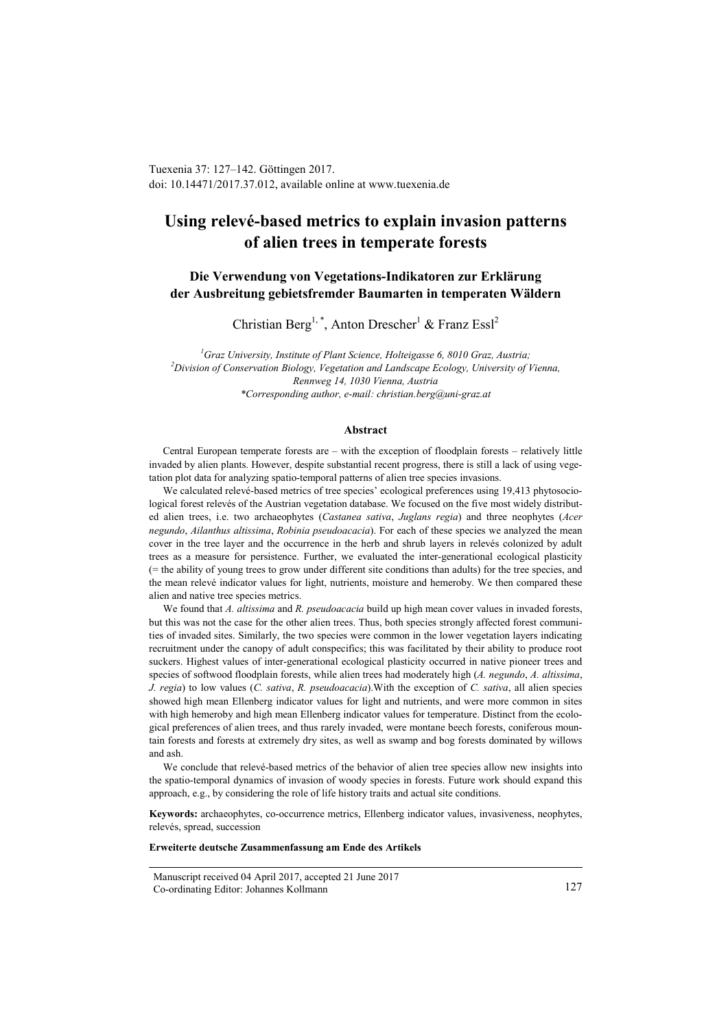Tuexenia 37: 127–142. Göttingen 2017.
doi: 10.14471/2017.37.012, available online at www.tuexenia.de

# Using relevé-based metrics to explain invasion patterns of alien trees in temperate forests

## Die Verwendung von Vegetations-Indikatoren zur Erklärung der Ausbreitung gebietsfremder Baumarten in temperaten Wäldern

Christian Berg[1,*], Anton Drescher[1] & Franz Essl[2]

[1]*Graz University, Institute of Plant Science, Holteigasse 6, 8010 Graz, Austria;*
[2]*Division of Conservation Biology, Vegetation and Landscape Ecology, University of Vienna, Rennweg 14, 1030 Vienna, Austria*
*\*Corresponding author, e-mail: christian.berg@uni-graz.at*

### Abstract

Central European temperate forests are – with the exception of floodplain forests – relatively little invaded by alien plants. However, despite substantial recent progress, there is still a lack of using vegetation plot data for analyzing spatio-temporal patterns of alien tree species invasions.

We calculated relevé-based metrics of tree species' ecological preferences using 19,413 phytosociological forest relevés of the Austrian vegetation database. We focused on the five most widely distributed alien trees, i.e. two archaeophytes (*Castanea sativa*, *Juglans regia*) and three neophytes (*Acer negundo*, *Ailanthus altissima*, *Robinia pseudoacacia*). For each of these species we analyzed the mean cover in the tree layer and the occurrence in the herb and shrub layers in relevés colonized by adult trees as a measure for persistence. Further, we evaluated the inter-generational ecological plasticity (= the ability of young trees to grow under different site conditions than adults) for the tree species, and the mean relevé indicator values for light, nutrients, moisture and hemeroby. We then compared these alien and native tree species metrics.

We found that *A. altissima* and *R. pseudoacacia* build up high mean cover values in invaded forests, but this was not the case for the other alien trees. Thus, both species strongly affected forest communities of invaded sites. Similarly, the two species were common in the lower vegetation layers indicating recruitment under the canopy of adult conspecifics; this was facilitated by their ability to produce root suckers. Highest values of inter-generational ecological plasticity occurred in native pioneer trees and species of softwood floodplain forests, while alien trees had moderately high (*A. negundo*, *A. altissima*, *J. regia*) to low values (*C. sativa*, *R. pseudoacacia*).With the exception of *C. sativa*, all alien species showed high mean Ellenberg indicator values for light and nutrients, and were more common in sites with high hemeroby and high mean Ellenberg indicator values for temperature. Distinct from the ecological preferences of alien trees, and thus rarely invaded, were montane beech forests, coniferous mountain forests and forests at extremely dry sites, as well as swamp and bog forests dominated by willows and ash.

We conclude that relevé-based metrics of the behavior of alien tree species allow new insights into the spatio-temporal dynamics of invasion of woody species in forests. Future work should expand this approach, e.g., by considering the role of life history traits and actual site conditions.

**Keywords:** archaeophytes, co-occurrence metrics, Ellenberg indicator values, invasiveness, neophytes, relevés, spread, succession

**Erweiterte deutsche Zusammenfassung am Ende des Artikels**

Manuscript received 04 April 2017, accepted 21 June 2017
Co-ordinating Editor: Johannes Kollmann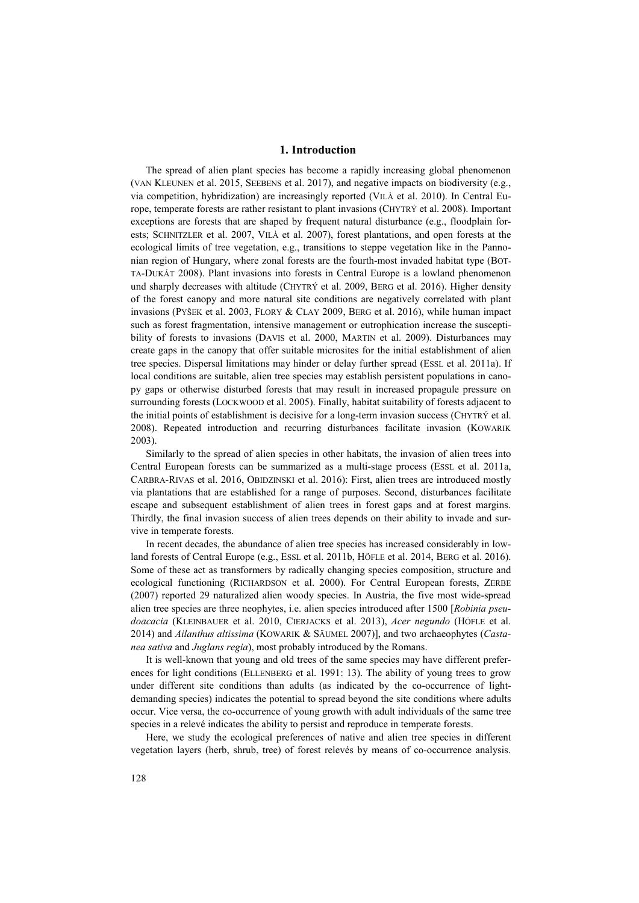## 1. Introduction

The spread of alien plant species has become a rapidly increasing global phenomenon (VAN KLEUNEN et al. 2015, SEEBENS et al. 2017), and negative impacts on biodiversity (e.g., via competition, hybridization) are increasingly reported (VILÀ et al. 2010). In Central Europe, temperate forests are rather resistant to plant invasions (CHYTRÝ et al. 2008). Important exceptions are forests that are shaped by frequent natural disturbance (e.g., floodplain forests; SCHNITZLER et al. 2007, VILÀ et al. 2007), forest plantations, and open forests at the ecological limits of tree vegetation, e.g., transitions to steppe vegetation like in the Pannonian region of Hungary, where zonal forests are the fourth-most invaded habitat type (BOTTA-DUKÁT 2008). Plant invasions into forests in Central Europe is a lowland phenomenon und sharply decreases with altitude (CHYTRÝ et al. 2009, BERG et al. 2016). Higher density of the forest canopy and more natural site conditions are negatively correlated with plant invasions (PYŠEK et al. 2003, FLORY & CLAY 2009, BERG et al. 2016), while human impact such as forest fragmentation, intensive management or eutrophication increase the susceptibility of forests to invasions (DAVIS et al. 2000, MARTIN et al. 2009). Disturbances may create gaps in the canopy that offer suitable microsites for the initial establishment of alien tree species. Dispersal limitations may hinder or delay further spread (ESSL et al. 2011a). If local conditions are suitable, alien tree species may establish persistent populations in canopy gaps or otherwise disturbed forests that may result in increased propagule pressure on surrounding forests (LOCKWOOD et al. 2005). Finally, habitat suitability of forests adjacent to the initial points of establishment is decisive for a long-term invasion success (CHYTRÝ et al. 2008). Repeated introduction and recurring disturbances facilitate invasion (KOWARIK 2003).

Similarly to the spread of alien species in other habitats, the invasion of alien trees into Central European forests can be summarized as a multi-stage process (ESSL et al. 2011a, CARBRA-RIVAS et al. 2016, OBIDZINSKI et al. 2016): First, alien trees are introduced mostly via plantations that are established for a range of purposes. Second, disturbances facilitate escape and subsequent establishment of alien trees in forest gaps and at forest margins. Thirdly, the final invasion success of alien trees depends on their ability to invade and survive in temperate forests.

In recent decades, the abundance of alien tree species has increased considerably in lowland forests of Central Europe (e.g., ESSL et al. 2011b, HÖFLE et al. 2014, BERG et al. 2016). Some of these act as transformers by radically changing species composition, structure and ecological functioning (RICHARDSON et al. 2000). For Central European forests, ZERBE (2007) reported 29 naturalized alien woody species. In Austria, the five most wide-spread alien tree species are three neophytes, i.e. alien species introduced after 1500 [*Robinia pseudoacacia* (KLEINBAUER et al. 2010, CIERJACKS et al. 2013), *Acer negundo* (HÖFLE et al. 2014) and *Ailanthus altissima* (KOWARIK & SÄUMEL 2007)], and two archaeophytes (*Castanea sativa* and *Juglans regia*), most probably introduced by the Romans.

It is well-known that young and old trees of the same species may have different preferences for light conditions (ELLENBERG et al. 1991: 13). The ability of young trees to grow under different site conditions than adults (as indicated by the co-occurrence of light-demanding species) indicates the potential to spread beyond the site conditions where adults occur. Vice versa, the co-occurrence of young growth with adult individuals of the same tree species in a relevé indicates the ability to persist and reproduce in temperate forests.

Here, we study the ecological preferences of native and alien tree species in different vegetation layers (herb, shrub, tree) of forest relevés by means of co-occurrence analysis.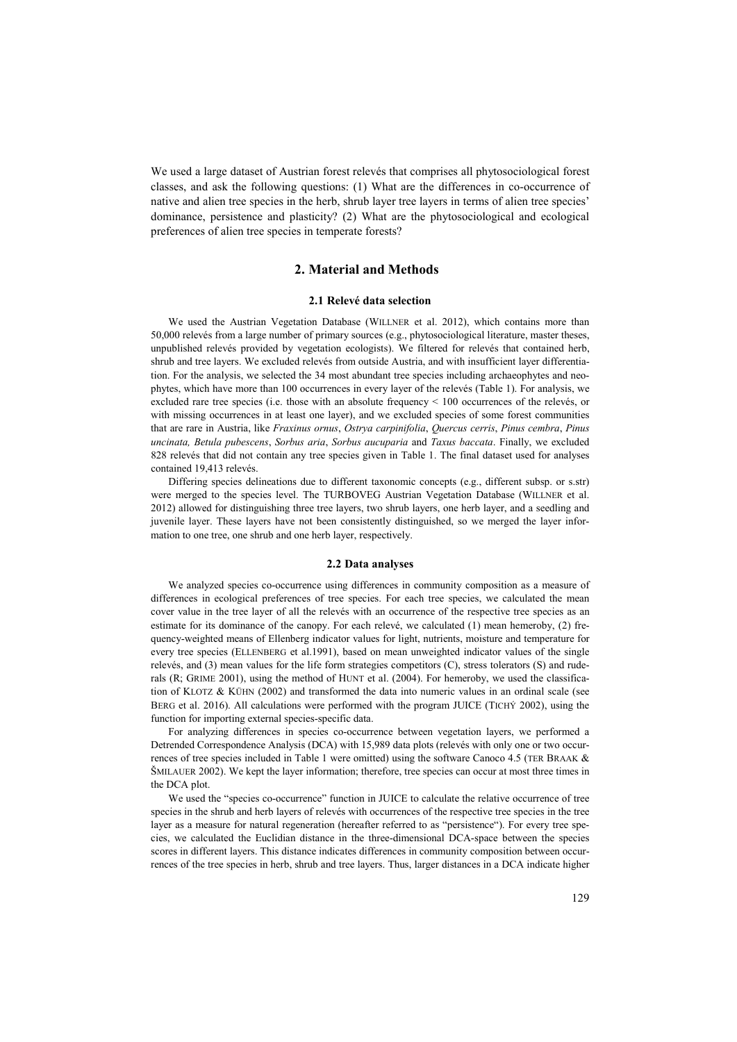We used a large dataset of Austrian forest relevés that comprises all phytosociological forest classes, and ask the following questions: (1) What are the differences in co-occurrence of native and alien tree species in the herb, shrub layer tree layers in terms of alien tree species' dominance, persistence and plasticity? (2) What are the phytosociological and ecological preferences of alien tree species in temperate forests?

## 2. Material and Methods

### 2.1 Relevé data selection

We used the Austrian Vegetation Database (WILLNER et al. 2012), which contains more than 50,000 relevés from a large number of primary sources (e.g., phytosociological literature, master theses, unpublished relevés provided by vegetation ecologists). We filtered for relevés that contained herb, shrub and tree layers. We excluded relevés from outside Austria, and with insufficient layer differentiation. For the analysis, we selected the 34 most abundant tree species including archaeophytes and neophytes, which have more than 100 occurrences in every layer of the relevés (Table 1). For analysis, we excluded rare tree species (i.e. those with an absolute frequency < 100 occurrences of the relevés, or with missing occurrences in at least one layer), and we excluded species of some forest communities that are rare in Austria, like *Fraxinus ornus*, *Ostrya carpinifolia*, *Quercus cerris*, *Pinus cembra*, *Pinus uncinata, Betula pubescens*, *Sorbus aria*, *Sorbus aucuparia* and *Taxus baccata*. Finally, we excluded 828 relevés that did not contain any tree species given in Table 1. The final dataset used for analyses contained 19,413 relevés.

Differing species delineations due to different taxonomic concepts (e.g., different subsp. or s.str) were merged to the species level. The TURBOVEG Austrian Vegetation Database (WILLNER et al. 2012) allowed for distinguishing three tree layers, two shrub layers, one herb layer, and a seedling and juvenile layer. These layers have not been consistently distinguished, so we merged the layer information to one tree, one shrub and one herb layer, respectively.

### 2.2 Data analyses

We analyzed species co-occurrence using differences in community composition as a measure of differences in ecological preferences of tree species. For each tree species, we calculated the mean cover value in the tree layer of all the relevés with an occurrence of the respective tree species as an estimate for its dominance of the canopy. For each relevé, we calculated (1) mean hemeroby, (2) frequency-weighted means of Ellenberg indicator values for light, nutrients, moisture and temperature for every tree species (ELLENBERG et al.1991), based on mean unweighted indicator values of the single relevés, and (3) mean values for the life form strategies competitors (C), stress tolerators (S) and ruderals (R; GRIME 2001), using the method of HUNT et al. (2004). For hemeroby, we used the classification of KLOTZ & KÜHN (2002) and transformed the data into numeric values in an ordinal scale (see BERG et al. 2016). All calculations were performed with the program JUICE (TICHÝ 2002), using the function for importing external species-specific data.

For analyzing differences in species co-occurrence between vegetation layers, we performed a Detrended Correspondence Analysis (DCA) with 15,989 data plots (relevés with only one or two occurrences of tree species included in Table 1 were omitted) using the software Canoco 4.5 (TER BRAAK & ŠMILAUER 2002). We kept the layer information; therefore, tree species can occur at most three times in the DCA plot.

We used the "species co-occurrence" function in JUICE to calculate the relative occurrence of tree species in the shrub and herb layers of relevés with occurrences of the respective tree species in the tree layer as a measure for natural regeneration (hereafter referred to as "persistence"). For every tree species, we calculated the Euclidian distance in the three-dimensional DCA-space between the species scores in different layers. This distance indicates differences in community composition between occurrences of the tree species in herb, shrub and tree layers. Thus, larger distances in a DCA indicate higher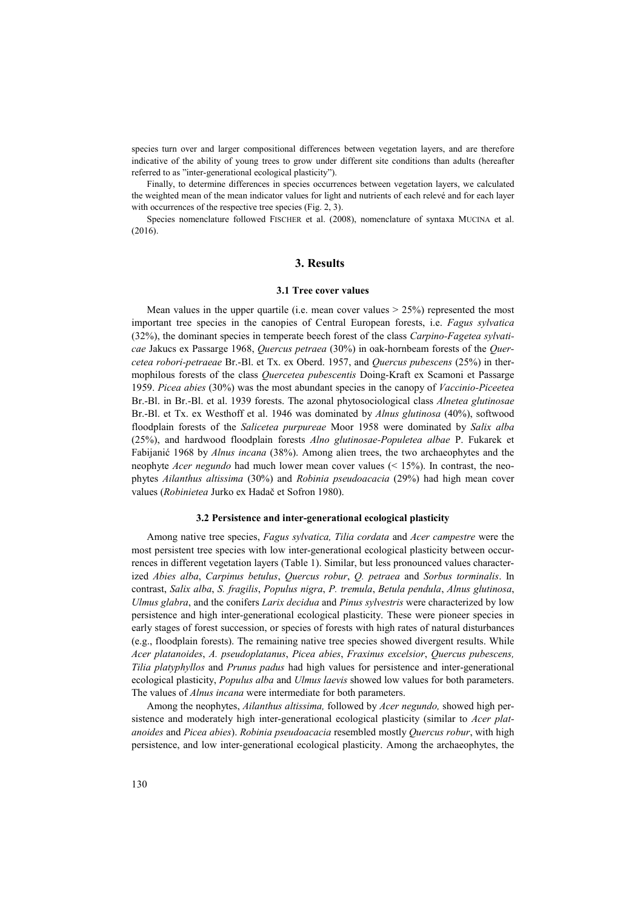species turn over and larger compositional differences between vegetation layers, and are therefore indicative of the ability of young trees to grow under different site conditions than adults (hereafter referred to as "inter-generational ecological plasticity").

Finally, to determine differences in species occurrences between vegetation layers, we calculated the weighted mean of the mean indicator values for light and nutrients of each relevé and for each layer with occurrences of the respective tree species (Fig. 2, 3).

Species nomenclature followed FISCHER et al. (2008), nomenclature of syntaxa MUCINA et al. (2016).

## 3. Results

### 3.1 Tree cover values

Mean values in the upper quartile (i.e. mean cover values > 25%) represented the most important tree species in the canopies of Central European forests, i.e. *Fagus sylvatica* (32%), the dominant species in temperate beech forest of the class *Carpino-Fagetea sylvaticae* Jakucs ex Passarge 1968, *Quercus petraea* (30%) in oak-hornbeam forests of the *Quercetea robori-petraeae* Br.-Bl. et Tx. ex Oberd. 1957, and *Quercus pubescens* (25%) in thermophilous forests of the class *Quercetea pubescentis* Doing-Kraft ex Scamoni et Passarge 1959. *Picea abies* (30%) was the most abundant species in the canopy of *Vaccinio-Piceetea* Br.-Bl. in Br.-Bl. et al. 1939 forests. The azonal phytosociological class *Alnetea glutinosae* Br.-Bl. et Tx. ex Westhoff et al. 1946 was dominated by *Alnus glutinosa* (40%), softwood floodplain forests of the *Salicetea purpureae* Moor 1958 were dominated by *Salix alba* (25%), and hardwood floodplain forests *Alno glutinosae-Populetea albae* P. Fukarek et Fabijanić 1968 by *Alnus incana* (38%). Among alien trees, the two archaeophytes and the neophyte *Acer negundo* had much lower mean cover values (< 15%). In contrast, the neophytes *Ailanthus altissima* (30%) and *Robinia pseudoacacia* (29%) had high mean cover values (*Robinietea* Jurko ex Hadač et Sofron 1980).

### 3.2 Persistence and inter-generational ecological plasticity

Among native tree species, *Fagus sylvatica, Tilia cordata* and *Acer campestre* were the most persistent tree species with low inter-generational ecological plasticity between occurrences in different vegetation layers (Table 1). Similar, but less pronounced values characterized *Abies alba*, *Carpinus betulus*, *Quercus robur*, *Q. petraea* and *Sorbus torminalis*. In contrast, *Salix alba*, *S. fragilis*, *Populus nigra*, *P. tremula*, *Betula pendula*, *Alnus glutinosa*, *Ulmus glabra*, and the conifers *Larix decidua* and *Pinus sylvestris* were characterized by low persistence and high inter-generational ecological plasticity. These were pioneer species in early stages of forest succession, or species of forests with high rates of natural disturbances (e.g., floodplain forests). The remaining native tree species showed divergent results. While *Acer platanoides*, *A. pseudoplatanus*, *Picea abies*, *Fraxinus excelsior*, *Quercus pubescens, Tilia platyphyllos* and *Prunus padus* had high values for persistence and inter-generational ecological plasticity, *Populus alba* and *Ulmus laevis* showed low values for both parameters. The values of *Alnus incana* were intermediate for both parameters.

Among the neophytes, *Ailanthus altissima,* followed by *Acer negundo,* showed high persistence and moderately high inter-generational ecological plasticity (similar to *Acer platanoides* and *Picea abies*). *Robinia pseudoacacia* resembled mostly *Quercus robur*, with high persistence, and low inter-generational ecological plasticity. Among the archaeophytes, the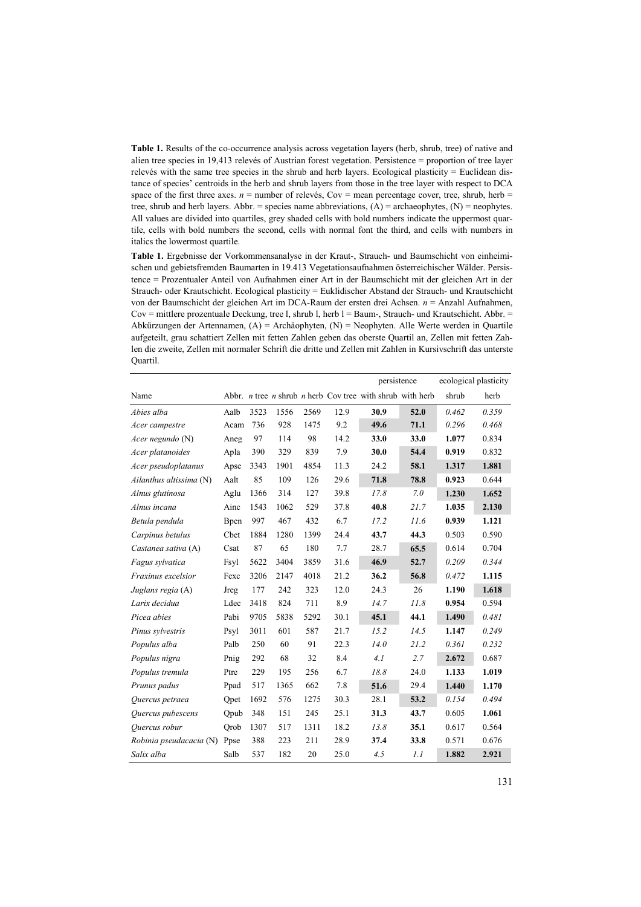**Table 1.** Results of the co-occurrence analysis across vegetation layers (herb, shrub, tree) of native and alien tree species in 19,413 relevés of Austrian forest vegetation. Persistence = proportion of tree layer relevés with the same tree species in the shrub and herb layers. Ecological plasticity = Euclidean distance of species' centroids in the herb and shrub layers from those in the tree layer with respect to DCA space of the first three axes. *n* = number of relevés, Cov = mean percentage cover, tree, shrub, herb = tree, shrub and herb layers. Abbr. = species name abbreviations, (A) = archaeophytes, (N) = neophytes. All values are divided into quartiles, grey shaded cells with bold numbers indicate the uppermost quartile, cells with bold numbers the second, cells with normal font the third, and cells with numbers in italics the lowermost quartile.

**Table 1.** Ergebnisse der Vorkommensanalyse in der Kraut-, Strauch- und Baumschicht von einheimischen und gebietsfremden Baumarten in 19.413 Vegetationsaufnahmen österreichischer Wälder. Persistence = Prozentualer Anteil von Aufnahmen einer Art in der Baumschicht mit der gleichen Art in der Strauch- oder Krautschicht. Ecological plasticity = Euklidischer Abstand der Strauch- und Krautschicht von der Baumschicht der gleichen Art im DCA-Raum der ersten drei Achsen. *n* = Anzahl Aufnahmen, Cov = mittlere prozentuale Deckung, tree l, shrub l, herb l = Baum-, Strauch- und Krautschicht. Abbr. = Abkürzungen der Artennamen, (A) = Archäophyten, (N) = Neophyten. Alle Werte werden in Quartile aufgeteilt, grau schattiert Zellen mit fetten Zahlen geben das oberste Quartil an, Zellen mit fetten Zahlen die zweite, Zellen mit normaler Schrift die dritte und Zellen mit Zahlen in Kursivschrift das unterste Quartil.

| | | | | | | persistence | | ecological plasticity | |
|---|---|---|---|---|---|---|---|---|---|
| Name | Abbr. | *n* tree | *n* shrub | *n* herb | Cov tree | with shrub | with herb | shrub | herb |
| *Abies alba* | Aalb | 3523 | 1556 | 2569 | 12.9 | **30.9** | **52.0** | *0.462* | *0.359* |
| *Acer campestre* | Acam | 736 | 928 | 1475 | 9.2 | **49.6** | **71.1** | *0.296* | *0.468* |
| *Acer negundo* (N) | Aneg | 97 | 114 | 98 | 14.2 | **33.0** | **33.0** | **1.077** | 0.834 |
| *Acer platanoides* | Apla | 390 | 329 | 839 | 7.9 | **30.0** | **54.4** | **0.919** | 0.832 |
| *Acer pseudoplatanus* | Apse | 3343 | 1901 | 4854 | 11.3 | 24.2 | **58.1** | **1.317** | **1.881** |
| *Ailanthus altissima* (N) | Aalt | 85 | 109 | 126 | 29.6 | **71.8** | **78.8** | **0.923** | 0.644 |
| *Alnus glutinosa* | Aglu | 1366 | 314 | 127 | 39.8 | *17.8* | *7.0* | **1.230** | **1.652** |
| *Alnus incana* | Ainc | 1543 | 1062 | 529 | 37.8 | **40.8** | *21.7* | **1.035** | **2.130** |
| *Betula pendula* | Bpen | 997 | 467 | 432 | 6.7 | *17.2* | *11.6* | **0.939** | **1.121** |
| *Carpinus betulus* | Cbet | 1884 | 1280 | 1399 | 24.4 | **43.7** | **44.3** | 0.503 | 0.590 |
| *Castanea sativa* (A) | Csat | 87 | 65 | 180 | 7.7 | 28.7 | **65.5** | 0.614 | 0.704 |
| *Fagus sylvatica* | Fsyl | 5622 | 3404 | 3859 | 31.6 | **46.9** | **52.7** | *0.209* | *0.344* |
| *Fraxinus excelsior* | Fexc | 3206 | 2147 | 4018 | 21.2 | **36.2** | **56.8** | *0.472* | **1.115** |
| *Juglans regia* (A) | Jreg | 177 | 242 | 323 | 12.0 | 24.3 | 26 | **1.190** | **1.618** |
| *Larix decidua* | Ldec | 3418 | 824 | 711 | 8.9 | *14.7* | *11.8* | **0.954** | 0.594 |
| *Picea abies* | Pabi | 9705 | 5838 | 5292 | 30.1 | **45.1** | **44.1** | **1.490** | *0.481* |
| *Pinus sylvestris* | Psyl | 3011 | 601 | 587 | 21.7 | *15.2* | *14.5* | **1.147** | *0.249* |
| *Populus alba* | Palb | 250 | 60 | 91 | 22.3 | *14.0* | *21.2* | *0.361* | *0.232* |
| *Populus nigra* | Pnig | 292 | 68 | 32 | 8.4 | *4.1* | *2.7* | **2.672** | 0.687 |
| *Populus tremula* | Ptre | 229 | 195 | 256 | 6.7 | *18.8* | 24.0 | **1.133** | **1.019** |
| *Prunus padus* | Ppad | 517 | 1365 | 662 | 7.8 | **51.6** | 29.4 | **1.440** | **1.170** |
| *Quercus petraea* | Qpet | 1692 | 576 | 1275 | 30.3 | 28.1 | **53.2** | *0.154* | *0.494* |
| *Quercus pubescens* | Qpub | 348 | 151 | 245 | 25.1 | **31.3** | **43.7** | 0.605 | **1.061** |
| *Quercus robur* | Qrob | 1307 | 517 | 1311 | 18.2 | *13.8* | **35.1** | 0.617 | 0.564 |
| *Robinia pseudacacia* (N) | Ppse | 388 | 223 | 211 | 28.9 | **37.4** | **33.8** | 0.571 | 0.676 |
| *Salix alba* | Salb | 537 | 182 | 20 | 25.0 | *4.5* | *1.1* | **1.882** | **2.921** |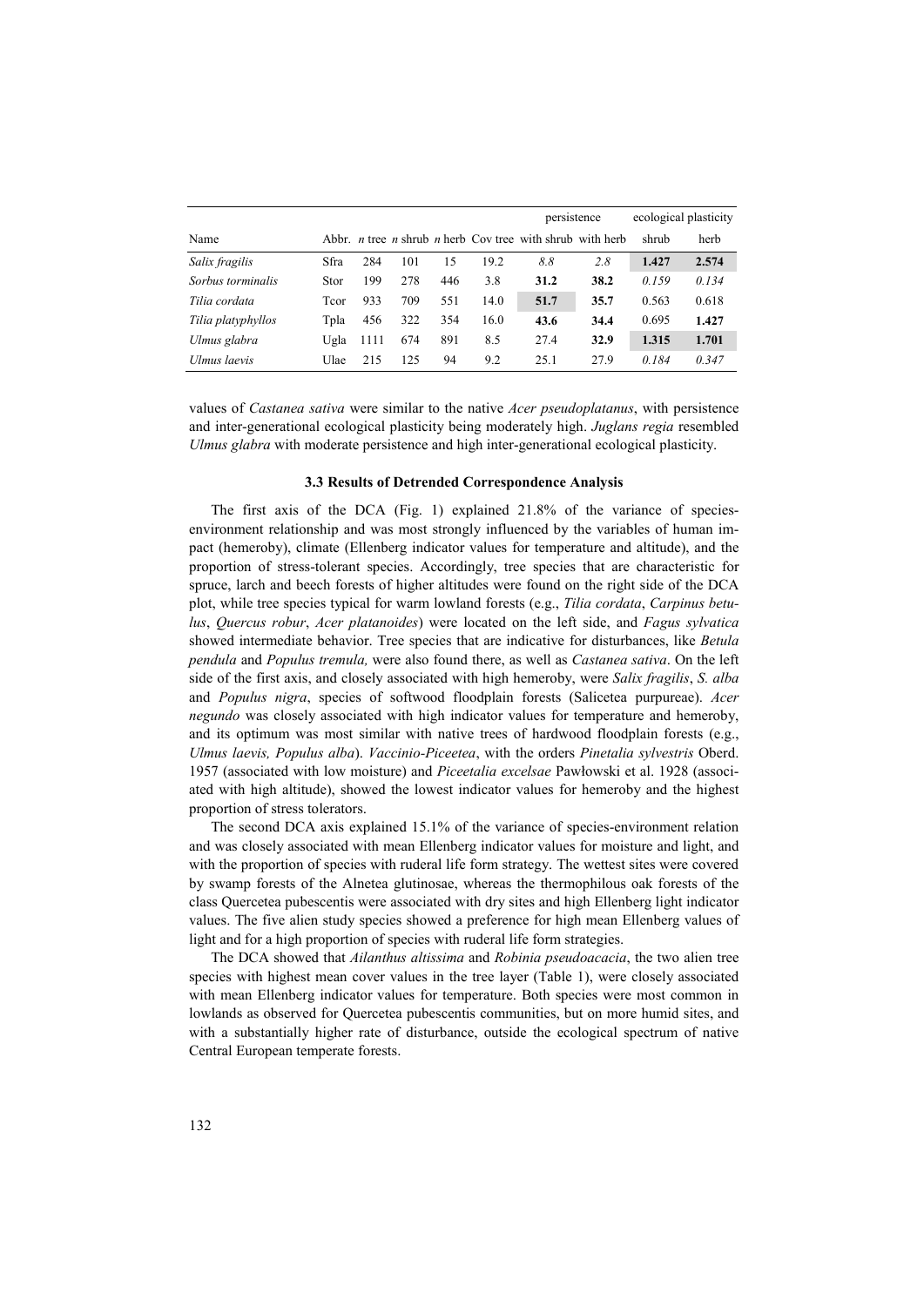| Name | Abbr. | *n* tree | *n* shrub | *n* herb | Cov tree | persistence with shrub | with herb | ecological plasticity shrub | herb |
|---|---|---|---|---|---|---|---|---|---|
| *Salix fragilis* | Sfra | 284 | 101 | 15 | 19.2 | *8.8* | *2.8* | **1.427** | **2.574** |
| *Sorbus torminalis* | Stor | 199 | 278 | 446 | 3.8 | **31.2** | **38.2** | *0.159* | *0.134* |
| *Tilia cordata* | Tcor | 933 | 709 | 551 | 14.0 | **51.7** | 35.7 | 0.563 | 0.618 |
| *Tilia platyphyllos* | Tpla | 456 | 322 | 354 | 16.0 | **43.6** | **34.4** | 0.695 | **1.427** |
| *Ulmus glabra* | Ugla | 1111 | 674 | 891 | 8.5 | 27.4 | **32.9** | **1.315** | **1.701** |
| *Ulmus laevis* | Ulae | 215 | 125 | 94 | 9.2 | 25.1 | 27.9 | *0.184* | *0.347* |

values of *Castanea sativa* were similar to the native *Acer pseudoplatanus*, with persistence and inter-generational ecological plasticity being moderately high. *Juglans regia* resembled *Ulmus glabra* with moderate persistence and high inter-generational ecological plasticity.

### 3.3 Results of Detrended Correspondence Analysis

The first axis of the DCA (Fig. 1) explained 21.8% of the variance of species-environment relationship and was most strongly influenced by the variables of human impact (hemeroby), climate (Ellenberg indicator values for temperature and altitude), and the proportion of stress-tolerant species. Accordingly, tree species that are characteristic for spruce, larch and beech forests of higher altitudes were found on the right side of the DCA plot, while tree species typical for warm lowland forests (e.g., *Tilia cordata*, *Carpinus betulus*, *Quercus robur*, *Acer platanoides*) were located on the left side, and *Fagus sylvatica* showed intermediate behavior. Tree species that are indicative for disturbances, like *Betula pendula* and *Populus tremula,* were also found there, as well as *Castanea sativa*. On the left side of the first axis, and closely associated with high hemeroby, were *Salix fragilis*, *S. alba* and *Populus nigra*, species of softwood floodplain forests (Salicetea purpureae). *Acer negundo* was closely associated with high indicator values for temperature and hemeroby, and its optimum was most similar with native trees of hardwood floodplain forests (e.g., *Ulmus laevis, Populus alba*). *Vaccinio-Piceetea*, with the orders *Pinetalia sylvestris* Oberd. 1957 (associated with low moisture) and *Piceetalia excelsae* Pawłowski et al. 1928 (associated with high altitude), showed the lowest indicator values for hemeroby and the highest proportion of stress tolerators.

The second DCA axis explained 15.1% of the variance of species-environment relation and was closely associated with mean Ellenberg indicator values for moisture and light, and with the proportion of species with ruderal life form strategy. The wettest sites were covered by swamp forests of the Alnetea glutinosae, whereas the thermophilous oak forests of the class Quercetea pubescentis were associated with dry sites and high Ellenberg light indicator values. The five alien study species showed a preference for high mean Ellenberg values of light and for a high proportion of species with ruderal life form strategies.

The DCA showed that *Ailanthus altissima* and *Robinia pseudoacacia*, the two alien tree species with highest mean cover values in the tree layer (Table 1), were closely associated with mean Ellenberg indicator values for temperature. Both species were most common in lowlands as observed for Quercetea pubescentis communities, but on more humid sites, and with a substantially higher rate of disturbance, outside the ecological spectrum of native Central European temperate forests.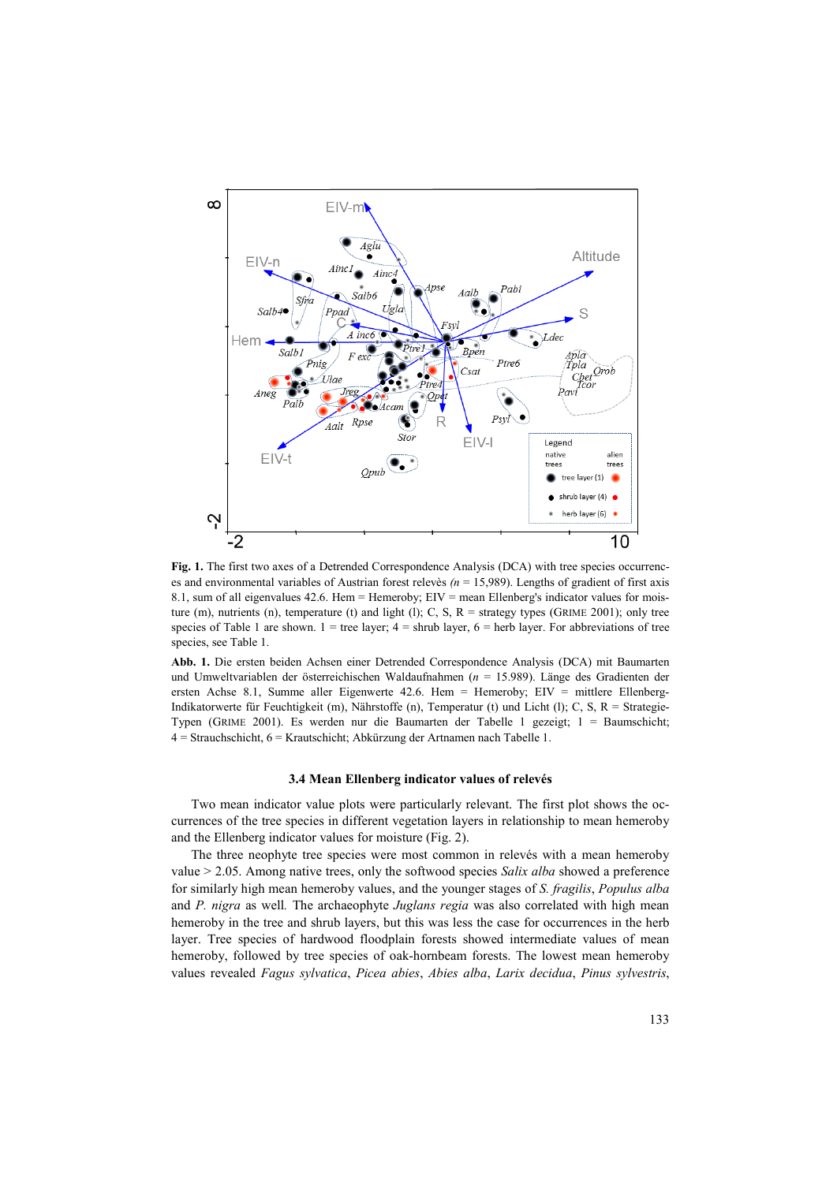**Fig. 1.** The first two axes of a Detrended Correspondence Analysis (DCA) with tree species occurrences and environmental variables of Austrian forest relevès ($n$ = 15,989). Lengths of gradient of first axis 8.1, sum of all eigenvalues 42.6. Hem = Hemeroby; EIV = mean Ellenberg's indicator values for moisture (m), nutrients (n), temperature (t) and light (l); C, S, R = strategy types (GRIME 2001); only tree species of Table 1 are shown. 1 = tree layer; 4 = shrub layer, 6 = herb layer. For abbreviations of tree species, see Table 1.

**Abb. 1.** Die ersten beiden Achsen einer Detrended Correspondence Analysis (DCA) mit Baumarten und Umweltvariablen der österreichischen Waldaufnahmen ($n$ = 15.989). Länge des Gradienten der ersten Achse 8.1, Summe aller Eigenwerte 42.6. Hem = Hemeroby; EIV = mittlere Ellenberg-Indikatorwerte für Feuchtigkeit (m), Nährstoffe (n), Temperatur (t) und Licht (l); C, S, R = Strategie-Typen (GRIME 2001). Es werden nur die Baumarten der Tabelle 1 gezeigt; 1 = Baumschicht; 4 = Strauchschicht, 6 = Krautschicht; Abkürzung der Artnamen nach Tabelle 1.

### 3.4 Mean Ellenberg indicator values of relevés

Two mean indicator value plots were particularly relevant. The first plot shows the occurrences of the tree species in different vegetation layers in relationship to mean hemeroby and the Ellenberg indicator values for moisture (Fig. 2).

The three neophyte tree species were most common in relevés with a mean hemeroby value > 2.05. Among native trees, only the softwood species *Salix alba* showed a preference for similarly high mean hemeroby values, and the younger stages of *S. fragilis*, *Populus alba* and *P. nigra* as well. The archaeophyte *Juglans regia* was also correlated with high mean hemeroby in the tree and shrub layers, but this was less the case for occurrences in the herb layer. Tree species of hardwood floodplain forests showed intermediate values of mean hemeroby, followed by tree species of oak-hornbeam forests. The lowest mean hemeroby values revealed *Fagus sylvatica*, *Picea abies*, *Abies alba*, *Larix decidua*, *Pinus sylvestris*,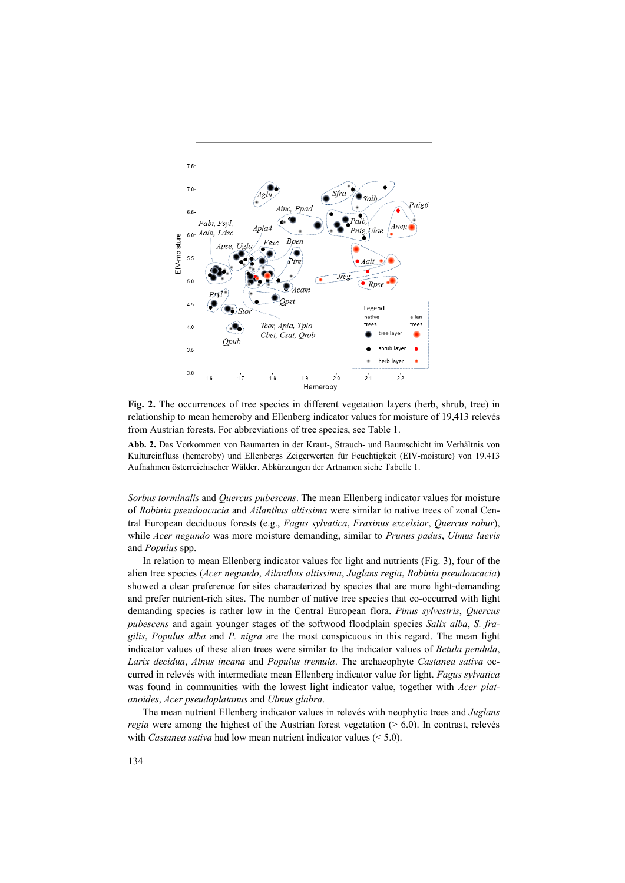**Fig. 2.** The occurrences of tree species in different vegetation layers (herb, shrub, tree) in relationship to mean hemeroby and Ellenberg indicator values for moisture of 19,413 relevés from Austrian forests. For abbreviations of tree species, see Table 1.

**Abb. 2.** Das Vorkommen von Baumarten in der Kraut-, Strauch- und Baumschicht im Verhältnis von Kultureinfluss (hemeroby) und Ellenbergs Zeigerwerten für Feuchtigkeit (EIV-moisture) von 19.413 Aufnahmen österreichischer Wälder. Abkürzungen der Artnamen siehe Tabelle 1.

*Sorbus torminalis* and *Quercus pubescens*. The mean Ellenberg indicator values for moisture of *Robinia pseudoacacia* and *Ailanthus altissima* were similar to native trees of zonal Central European deciduous forests (e.g., *Fagus sylvatica*, *Fraxinus excelsior*, *Quercus robur*), while *Acer negundo* was more moisture demanding, similar to *Prunus padus*, *Ulmus laevis* and *Populus* spp.

In relation to mean Ellenberg indicator values for light and nutrients (Fig. 3), four of the alien tree species (*Acer negundo*, *Ailanthus altissima*, *Juglans regia*, *Robinia pseudoacacia*) showed a clear preference for sites characterized by species that are more light-demanding and prefer nutrient-rich sites. The number of native tree species that co-occurred with light demanding species is rather low in the Central European flora. *Pinus sylvestris*, *Quercus pubescens* and again younger stages of the softwood floodplain species *Salix alba*, *S. fragilis*, *Populus alba* and *P. nigra* are the most conspicuous in this regard. The mean light indicator values of these alien trees were similar to the indicator values of *Betula pendula*, *Larix decidua*, *Alnus incana* and *Populus tremula*. The archaeophyte *Castanea sativa* occurred in relevés with intermediate mean Ellenberg indicator value for light. *Fagus sylvatica* was found in communities with the lowest light indicator value, together with *Acer platanoides*, *Acer pseudoplatanus* and *Ulmus glabra*.

The mean nutrient Ellenberg indicator values in relevés with neophytic trees and *Juglans regia* were among the highest of the Austrian forest vegetation (> 6.0). In contrast, relevés with *Castanea sativa* had low mean nutrient indicator values (< 5.0).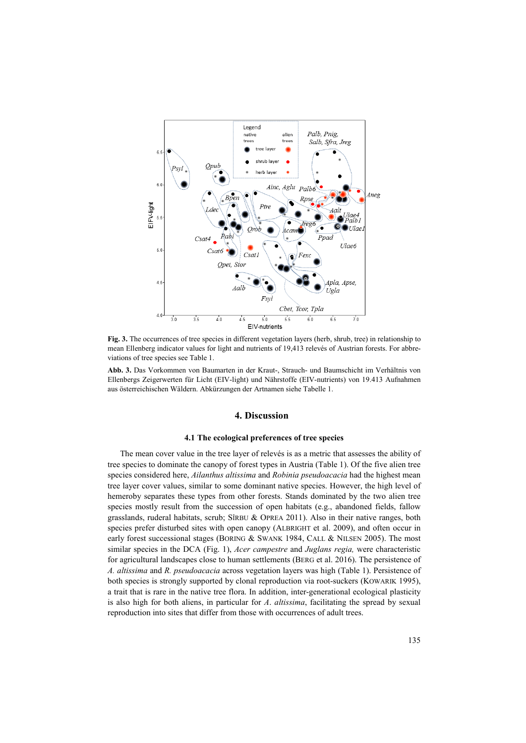**Fig. 3.** The occurrences of tree species in different vegetation layers (herb, shrub, tree) in relationship to mean Ellenberg indicator values for light and nutrients of 19,413 relevés of Austrian forests. For abbreviations of tree species see Table 1.

**Abb. 3.** Das Vorkommen von Baumarten in der Kraut-, Strauch- und Baumschicht im Verhältnis von Ellenbergs Zeigerwerten für Licht (EIV-light) und Nährstoffe (EIV-nutrients) von 19.413 Aufnahmen aus österreichischen Wäldern. Abkürzungen der Artnamen siehe Tabelle 1.

## 4. Discussion

### 4.1 The ecological preferences of tree species

The mean cover value in the tree layer of relevés is as a metric that assesses the ability of tree species to dominate the canopy of forest types in Austria (Table 1). Of the five alien tree species considered here, *Ailanthus altissima* and *Robinia pseudoacacia* had the highest mean tree layer cover values, similar to some dominant native species. However, the high level of hemeroby separates these types from other forests. Stands dominated by the two alien tree species mostly result from the succession of open habitats (e.g., abandoned fields, fallow grasslands, ruderal habitats, scrub; Sîrbu & Oprea 2011). Also in their native ranges, both species prefer disturbed sites with open canopy (Albright et al. 2009), and often occur in early forest successional stages (Boring & Swank 1984, Call & Nilsen 2005). The most similar species in the DCA (Fig. 1), *Acer campestre* and *Juglans regia,* were characteristic for agricultural landscapes close to human settlements (Berg et al. 2016). The persistence of *A. altissima* and *R. pseudoacacia* across vegetation layers was high (Table 1). Persistence of both species is strongly supported by clonal reproduction via root-suckers (Kowarik 1995), a trait that is rare in the native tree flora. In addition, inter-generational ecological plasticity is also high for both aliens, in particular for *A. altissima*, facilitating the spread by sexual reproduction into sites that differ from those with occurrences of adult trees.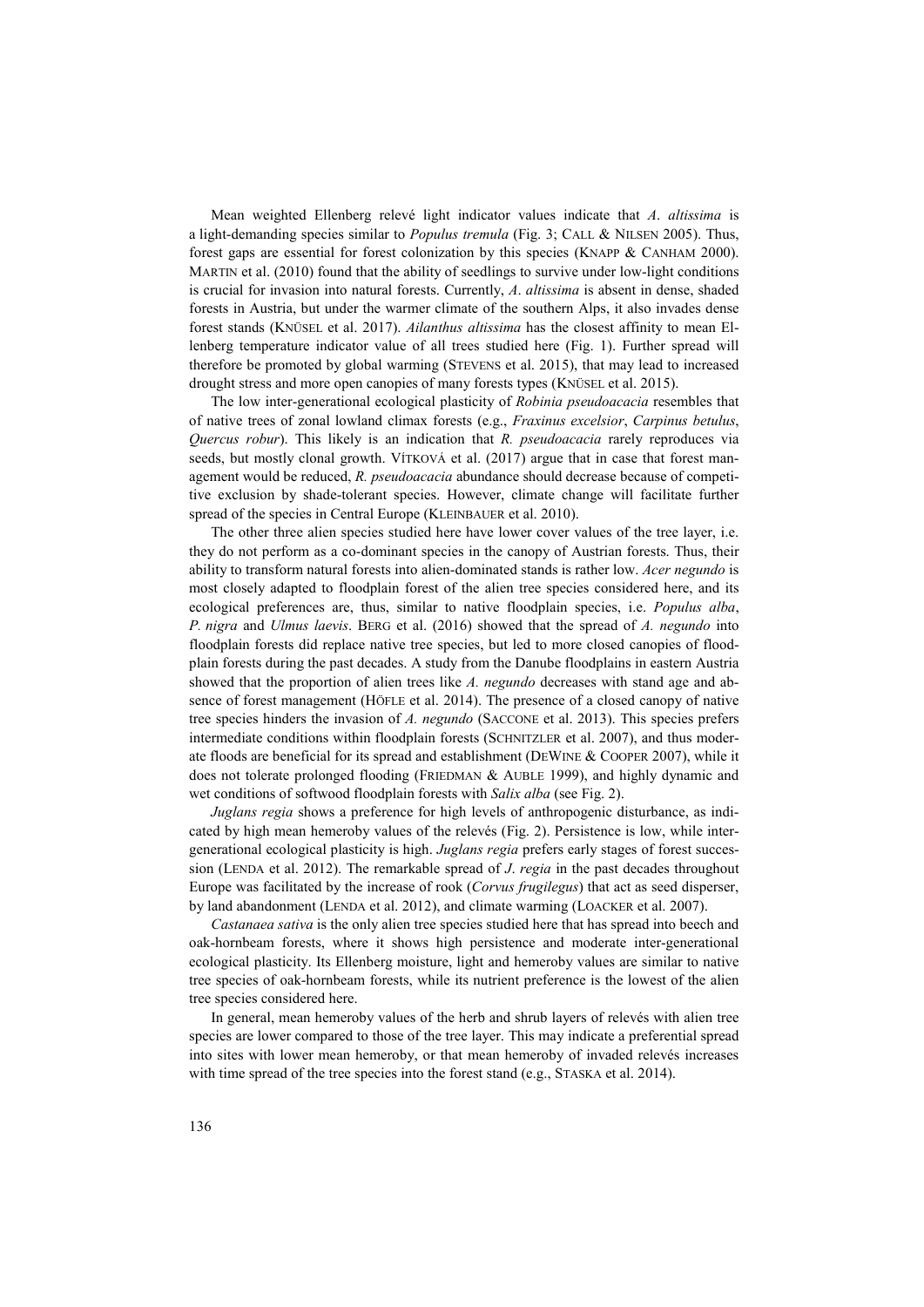Mean weighted Ellenberg relevé light indicator values indicate that *A*. *altissima* is a light-demanding species similar to *Populus tremula* (Fig. 3; CALL & NILSEN 2005). Thus, forest gaps are essential for forest colonization by this species (KNAPP & CANHAM 2000). MARTIN et al. (2010) found that the ability of seedlings to survive under low-light conditions is crucial for invasion into natural forests. Currently, *A*. *altissima* is absent in dense, shaded forests in Austria, but under the warmer climate of the southern Alps, it also invades dense forest stands (KNÜSEL et al. 2017). *Ailanthus altissima* has the closest affinity to mean Ellenberg temperature indicator value of all trees studied here (Fig. 1). Further spread will therefore be promoted by global warming (STEVENS et al. 2015), that may lead to increased drought stress and more open canopies of many forests types (KNÜSEL et al. 2015).

The low inter-generational ecological plasticity of *Robinia pseudoacacia* resembles that of native trees of zonal lowland climax forests (e.g., *Fraxinus excelsior*, *Carpinus betulus*, *Quercus robur*). This likely is an indication that *R. pseudoacacia* rarely reproduces via seeds, but mostly clonal growth. VÍTKOVÁ et al. (2017) argue that in case that forest management would be reduced, *R. pseudoacacia* abundance should decrease because of competitive exclusion by shade-tolerant species. However, climate change will facilitate further spread of the species in Central Europe (KLEINBAUER et al. 2010).

The other three alien species studied here have lower cover values of the tree layer, i.e. they do not perform as a co-dominant species in the canopy of Austrian forests. Thus, their ability to transform natural forests into alien-dominated stands is rather low. *Acer negundo* is most closely adapted to floodplain forest of the alien tree species considered here, and its ecological preferences are, thus, similar to native floodplain species, i.e. *Populus alba*, *P. nigra* and *Ulmus laevis*. BERG et al. (2016) showed that the spread of *A. negundo* into floodplain forests did replace native tree species, but led to more closed canopies of floodplain forests during the past decades. A study from the Danube floodplains in eastern Austria showed that the proportion of alien trees like *A. negundo* decreases with stand age and absence of forest management (HÖFLE et al. 2014). The presence of a closed canopy of native tree species hinders the invasion of *A. negundo* (SACCONE et al. 2013). This species prefers intermediate conditions within floodplain forests (SCHNITZLER et al. 2007), and thus moderate floods are beneficial for its spread and establishment (DEWINE & COOPER 2007), while it does not tolerate prolonged flooding (FRIEDMAN & AUBLE 1999), and highly dynamic and wet conditions of softwood floodplain forests with *Salix alba* (see Fig. 2).

*Juglans regia* shows a preference for high levels of anthropogenic disturbance, as indicated by high mean hemeroby values of the relevés (Fig. 2). Persistence is low, while inter-generational ecological plasticity is high. *Juglans regia* prefers early stages of forest succession (LENDA et al. 2012). The remarkable spread of *J*. *regia* in the past decades throughout Europe was facilitated by the increase of rook (*Corvus frugilegus*) that act as seed disperser, by land abandonment (LENDA et al. 2012), and climate warming (LOACKER et al. 2007).

*Castanaea sativa* is the only alien tree species studied here that has spread into beech and oak-hornbeam forests, where it shows high persistence and moderate inter-generational ecological plasticity. Its Ellenberg moisture, light and hemeroby values are similar to native tree species of oak-hornbeam forests, while its nutrient preference is the lowest of the alien tree species considered here.

In general, mean hemeroby values of the herb and shrub layers of relevés with alien tree species are lower compared to those of the tree layer. This may indicate a preferential spread into sites with lower mean hemeroby, or that mean hemeroby of invaded relevés increases with time spread of the tree species into the forest stand (e.g., STASKA et al. 2014).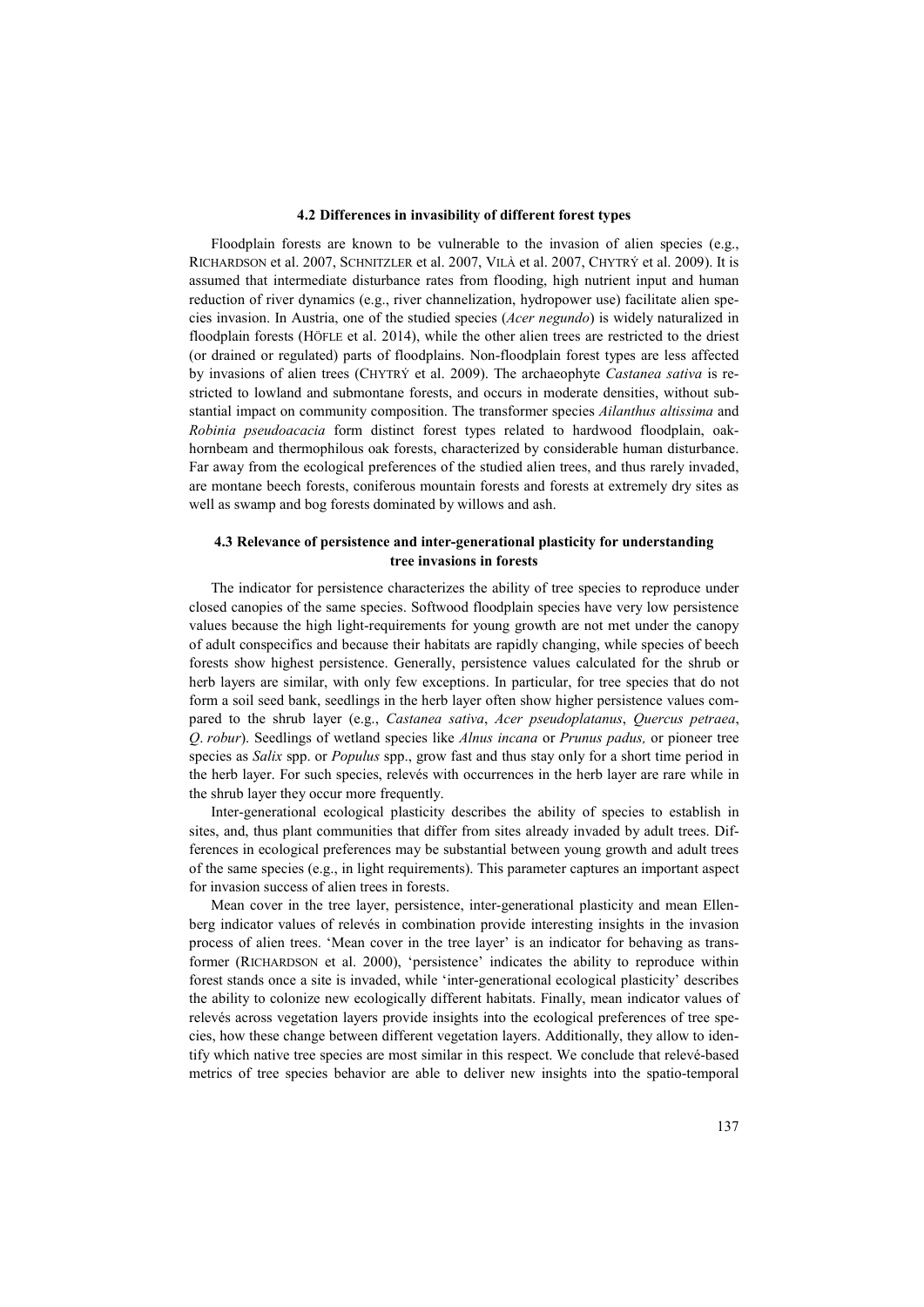### 4.2 Differences in invasibility of different forest types

Floodplain forests are known to be vulnerable to the invasion of alien species (e.g., RICHARDSON et al. 2007, SCHNITZLER et al. 2007, VILÀ et al. 2007, CHYTRÝ et al. 2009). It is assumed that intermediate disturbance rates from flooding, high nutrient input and human reduction of river dynamics (e.g., river channelization, hydropower use) facilitate alien species invasion. In Austria, one of the studied species (*Acer negundo*) is widely naturalized in floodplain forests (HÖFLE et al. 2014), while the other alien trees are restricted to the driest (or drained or regulated) parts of floodplains. Non-floodplain forest types are less affected by invasions of alien trees (CHYTRÝ et al. 2009). The archaeophyte *Castanea sativa* is restricted to lowland and submontane forests, and occurs in moderate densities, without substantial impact on community composition. The transformer species *Ailanthus altissima* and *Robinia pseudoacacia* form distinct forest types related to hardwood floodplain, oak-hornbeam and thermophilous oak forests, characterized by considerable human disturbance. Far away from the ecological preferences of the studied alien trees, and thus rarely invaded, are montane beech forests, coniferous mountain forests and forests at extremely dry sites as well as swamp and bog forests dominated by willows and ash.

### 4.3 Relevance of persistence and inter-generational plasticity for understanding tree invasions in forests

The indicator for persistence characterizes the ability of tree species to reproduce under closed canopies of the same species. Softwood floodplain species have very low persistence values because the high light-requirements for young growth are not met under the canopy of adult conspecifics and because their habitats are rapidly changing, while species of beech forests show highest persistence. Generally, persistence values calculated for the shrub or herb layers are similar, with only few exceptions. In particular, for tree species that do not form a soil seed bank, seedlings in the herb layer often show higher persistence values compared to the shrub layer (e.g., *Castanea sativa*, *Acer pseudoplatanus*, *Quercus petraea*, *Q. robur*). Seedlings of wetland species like *Alnus incana* or *Prunus padus,* or pioneer tree species as *Salix* spp. or *Populus* spp., grow fast and thus stay only for a short time period in the herb layer. For such species, relevés with occurrences in the herb layer are rare while in the shrub layer they occur more frequently.

Inter-generational ecological plasticity describes the ability of species to establish in sites, and, thus plant communities that differ from sites already invaded by adult trees. Differences in ecological preferences may be substantial between young growth and adult trees of the same species (e.g., in light requirements). This parameter captures an important aspect for invasion success of alien trees in forests.

Mean cover in the tree layer, persistence, inter-generational plasticity and mean Ellenberg indicator values of relevés in combination provide interesting insights in the invasion process of alien trees. 'Mean cover in the tree layer' is an indicator for behaving as transformer (RICHARDSON et al. 2000), 'persistence' indicates the ability to reproduce within forest stands once a site is invaded, while 'inter-generational ecological plasticity' describes the ability to colonize new ecologically different habitats. Finally, mean indicator values of relevés across vegetation layers provide insights into the ecological preferences of tree species, how these change between different vegetation layers. Additionally, they allow to identify which native tree species are most similar in this respect. We conclude that relevé-based metrics of tree species behavior are able to deliver new insights into the spatio-temporal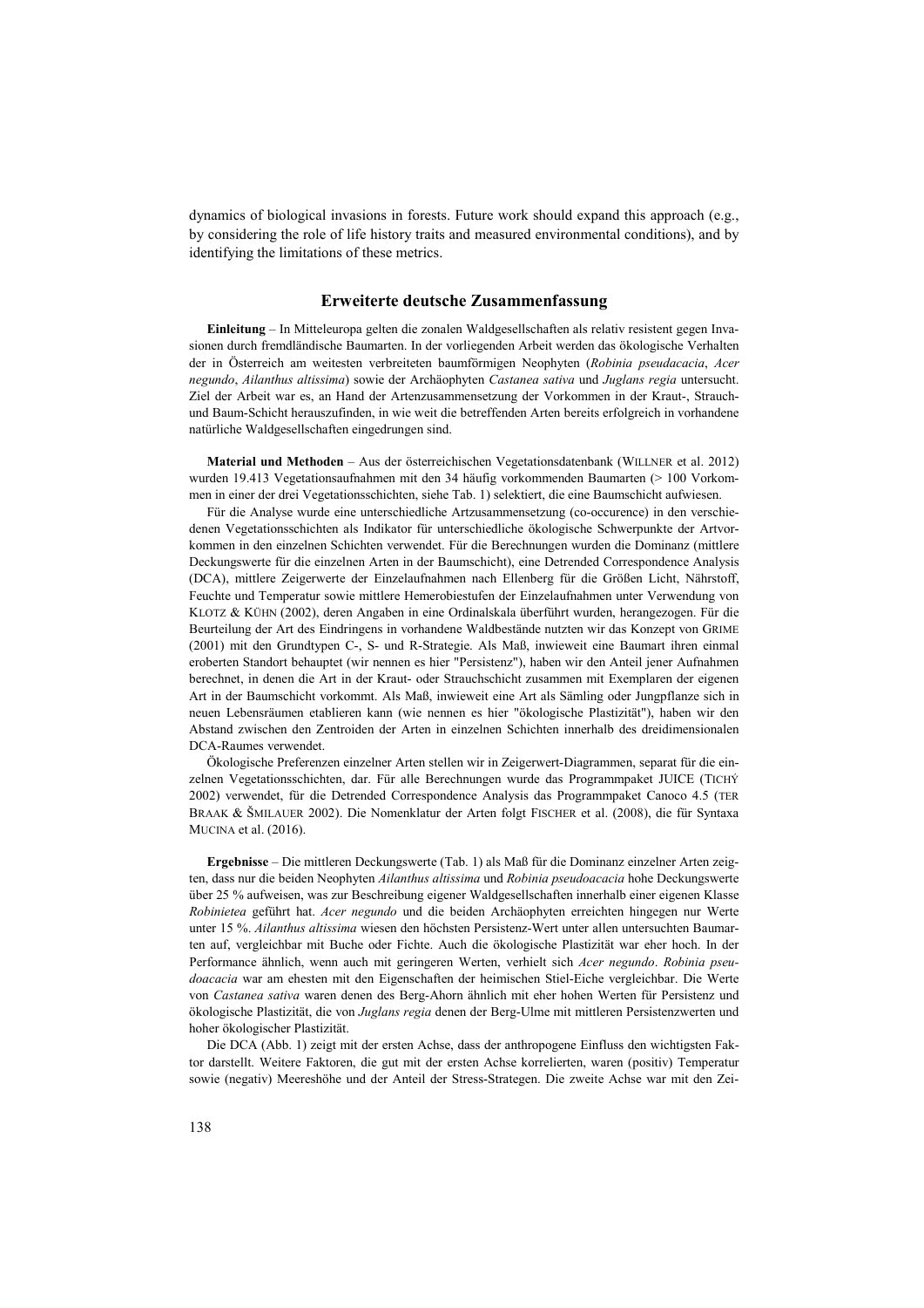dynamics of biological invasions in forests. Future work should expand this approach (e.g., by considering the role of life history traits and measured environmental conditions), and by identifying the limitations of these metrics.

## Erweiterte deutsche Zusammenfassung

**Einleitung** – In Mitteleuropa gelten die zonalen Waldgesellschaften als relativ resistent gegen Invasionen durch fremdländische Baumarten. In der vorliegenden Arbeit werden das ökologische Verhalten der in Österreich am weitesten verbreiteten baumförmigen Neophyten (*Robinia pseudacacia*, *Acer negundo*, *Ailanthus altissima*) sowie der Archäophyten *Castanea sativa* und *Juglans regia* untersucht. Ziel der Arbeit war es, an Hand der Artenzusammensetzung der Vorkommen in der Kraut-, Strauch- und Baum-Schicht herauszufinden, in wie weit die betreffenden Arten bereits erfolgreich in vorhandene natürliche Waldgesellschaften eingedrungen sind.

**Material und Methoden** – Aus der österreichischen Vegetationsdatenbank (Willner et al. 2012) wurden 19.413 Vegetationsaufnahmen mit den 34 häufig vorkommenden Baumarten (> 100 Vorkommen in einer der drei Vegetationsschichten, siehe Tab. 1) selektiert, die eine Baumschicht aufwiesen.

Für die Analyse wurde eine unterschiedliche Artzusammensetzung (co-occurence) in den verschiedenen Vegetationsschichten als Indikator für unterschiedliche ökologische Schwerpunkte der Artvorkommen in den einzelnen Schichten verwendet. Für die Berechnungen wurden die Dominanz (mittlere Deckungswerte für die einzelnen Arten in der Baumschicht), eine Detrended Correspondence Analysis (DCA), mittlere Zeigerwerte der Einzelaufnahmen nach Ellenberg für die Größen Licht, Nährstoff, Feuchte und Temperatur sowie mittlere Hemerobiestufen der Einzelaufnahmen unter Verwendung von Klotz & Kühn (2002), deren Angaben in eine Ordinalskala überführt wurden, herangezogen. Für die Beurteilung der Art des Eindringens in vorhandene Waldbestände nutzten wir das Konzept von Grime (2001) mit den Grundtypen C-, S- und R-Strategie. Als Maß, inwieweit eine Baumart ihren einmal eroberten Standort behauptet (wir nennen es hier "Persistenz"), haben wir den Anteil jener Aufnahmen berechnet, in denen die Art in der Kraut- oder Strauchschicht zusammen mit Exemplaren der eigenen Art in der Baumschicht vorkommt. Als Maß, inwieweit eine Art als Sämling oder Jungpflanze sich in neuen Lebensräumen etablieren kann (wie nennen es hier "ökologische Plastizität"), haben wir den Abstand zwischen den Zentroiden der Arten in einzelnen Schichten innerhalb des dreidimensionalen DCA-Raumes verwendet.

Ökologische Preferenzen einzelner Arten stellen wir in Zeigerwert-Diagrammen, separat für die einzelnen Vegetationsschichten, dar. Für alle Berechnungen wurde das Programmpaket JUICE (Tichý 2002) verwendet, für die Detrended Correspondence Analysis das Programmpaket Canoco 4.5 (ter Braak & Šmilauer 2002). Die Nomenklatur der Arten folgt Fischer et al. (2008), die für Syntaxa Mucina et al. (2016).

**Ergebnisse** – Die mittleren Deckungswerte (Tab. 1) als Maß für die Dominanz einzelner Arten zeigten, dass nur die beiden Neophyten *Ailanthus altissima* und *Robinia pseudoacacia* hohe Deckungswerte über 25 % aufweisen, was zur Beschreibung eigener Waldgesellschaften innerhalb einer eigenen Klasse *Robinietea* geführt hat. *Acer negundo* und die beiden Archäophyten erreichten hingegen nur Werte unter 15 %. *Ailanthus altissima* wiesen den höchsten Persistenz-Wert unter allen untersuchten Baumarten auf, vergleichbar mit Buche oder Fichte. Auch die ökologische Plastizität war eher hoch. In der Performance ähnlich, wenn auch mit geringeren Werten, verhielt sich *Acer negundo*. *Robinia pseudoacacia* war am ehesten mit den Eigenschaften der heimischen Stiel-Eiche vergleichbar. Die Werte von *Castanea sativa* waren denen des Berg-Ahorn ähnlich mit eher hohen Werten für Persistenz und ökologische Plastizität, die von *Juglans regia* denen der Berg-Ulme mit mittleren Persistenzwerten und hoher ökologischer Plastizität.

Die DCA (Abb. 1) zeigt mit der ersten Achse, dass der anthropogene Einfluss den wichtigsten Faktor darstellt. Weitere Faktoren, die gut mit der ersten Achse korrelierten, waren (positiv) Temperatur sowie (negativ) Meereshöhe und der Anteil der Stress-Strategen. Die zweite Achse war mit den Zei-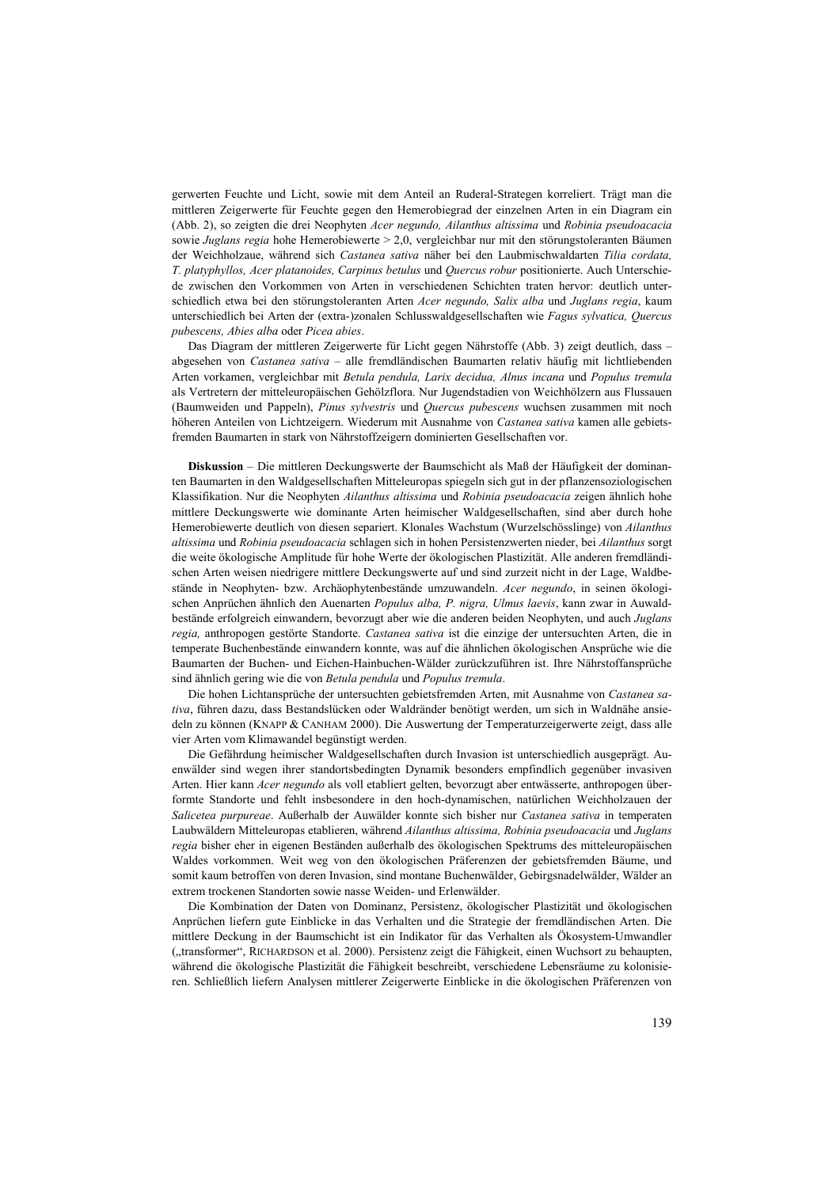gerwerten Feuchte und Licht, sowie mit dem Anteil an Ruderal-Strategen korreliert. Trägt man die mittleren Zeigerwerte für Feuchte gegen den Hemerobiegrad der einzelnen Arten in ein Diagram ein (Abb. 2), so zeigten die drei Neophyten *Acer negundo, Ailanthus altissima* und *Robinia pseudoacacia* sowie *Juglans regia* hohe Hemerobiewerte > 2,0, vergleichbar nur mit den störungstoleranten Bäumen der Weichholzaue, während sich *Castanea sativa* näher bei den Laubmischwaldarten *Tilia cordata, T. platyphyllos, Acer platanoides, Carpinus betulus* und *Quercus robur* positionierte. Auch Unterschiede zwischen den Vorkommen von Arten in verschiedenen Schichten traten hervor: deutlich unterschiedlich etwa bei den störungstoleranten Arten *Acer negundo, Salix alba* und *Juglans regia*, kaum unterschiedlich bei Arten der (extra-)zonalen Schlusswaldgesellschaften wie *Fagus sylvatica, Quercus pubescens, Abies alba* oder *Picea abies*.

Das Diagram der mittleren Zeigerwerte für Licht gegen Nährstoffe (Abb. 3) zeigt deutlich, dass – abgesehen von *Castanea sativa* – alle fremdländischen Baumarten relativ häufig mit lichtliebenden Arten vorkamen, vergleichbar mit *Betula pendula, Larix decidua, Alnus incana* und *Populus tremula* als Vertretern der mitteleuropäischen Gehölzflora. Nur Jugendstadien von Weichhölzern aus Flussauen (Baumweiden und Pappeln), *Pinus sylvestris* und *Quercus pubescens* wuchsen zusammen mit noch höheren Anteilen von Lichtzeigern. Wiederum mit Ausnahme von *Castanea sativa* kamen alle gebietsfremden Baumarten in stark von Nährstoffzeigern dominierten Gesellschaften vor.

**Diskussion** – Die mittleren Deckungswerte der Baumschicht als Maß der Häufigkeit der dominanten Baumarten in den Waldgesellschaften Mitteleuropas spiegeln sich gut in der pflanzensoziologischen Klassifikation. Nur die Neophyten *Ailanthus altissima* und *Robinia pseudoacacia* zeigen ähnlich hohe mittlere Deckungswerte wie dominante Arten heimischer Waldgesellschaften, sind aber durch hohe Hemerobiewerte deutlich von diesen separiert. Klonales Wachstum (Wurzelschösslinge) von *Ailanthus altissima* und *Robinia pseudoacacia* schlagen sich in hohen Persistenzwerten nieder, bei *Ailanthus* sorgt die weite ökologische Amplitude für hohe Werte der ökologischen Plastizität. Alle anderen fremdländischen Arten weisen niedrigere mittlere Deckungswerte auf und sind zurzeit nicht in der Lage, Waldbestände in Neophyten- bzw. Archäophytenbestände umzuwandeln. *Acer negundo*, in seinen ökologischen Anprüchen ähnlich den Auenarten *Populus alba, P. nigra, Ulmus laevis*, kann zwar in Auwaldbestände erfolgreich einwandern, bevorzugt aber wie die anderen beiden Neophyten, und auch *Juglans regia,* anthropogen gestörte Standorte. *Castanea sativa* ist die einzige der untersuchten Arten, die in temperate Buchenbestände einwandern konnte, was auf die ähnlichen ökologischen Ansprüche wie die Baumarten der Buchen- und Eichen-Hainbuchen-Wälder zurückzuführen ist. Ihre Nährstoffansprüche sind ähnlich gering wie die von *Betula pendula* und *Populus tremula*.

Die hohen Lichtansprüche der untersuchten gebietsfremden Arten, mit Ausnahme von *Castanea sativa*, führen dazu, dass Bestandslücken oder Waldränder benötigt werden, um sich in Waldnähe ansiedeln zu können (KNAPP & CANHAM 2000). Die Auswertung der Temperaturzeigerwerte zeigt, dass alle vier Arten vom Klimawandel begünstigt werden.

Die Gefährdung heimischer Waldgesellschaften durch Invasion ist unterschiedlich ausgeprägt. Auenwälder sind wegen ihrer standortsbedingten Dynamik besonders empfindlich gegenüber invasiven Arten. Hier kann *Acer negundo* als voll etabliert gelten, bevorzugt aber entwässerte, anthropogen überformte Standorte und fehlt insbesondere in den hoch-dynamischen, natürlichen Weichholzauen der *Salicetea purpureae*. Außerhalb der Auwälder konnte sich bisher nur *Castanea sativa* in temperaten Laubwäldern Mitteleuropas etablieren, während *Ailanthus altissima, Robinia pseudoacacia* und *Juglans regia* bisher eher in eigenen Beständen außerhalb des ökologischen Spektrums des mitteleuropäischen Waldes vorkommen. Weit weg von den ökologischen Präferenzen der gebietsfremden Bäume, und somit kaum betroffen von deren Invasion, sind montane Buchenwälder, Gebirgsnadelwälder, Wälder an extrem trockenen Standorten sowie nasse Weiden- und Erlenwälder.

Die Kombination der Daten von Dominanz, Persistenz, ökologischer Plastizität und ökologischen Anprüchen liefern gute Einblicke in das Verhalten und die Strategie der fremdländischen Arten. Die mittlere Deckung in der Baumschicht ist ein Indikator für das Verhalten als Ökosystem-Umwandler („transformer“, RICHARDSON et al. 2000). Persistenz zeigt die Fähigkeit, einen Wuchsort zu behaupten, während die ökologische Plastizität die Fähigkeit beschreibt, verschiedene Lebensräume zu kolonisieren. Schließlich liefern Analysen mittlerer Zeigerwerte Einblicke in die ökologischen Präferenzen von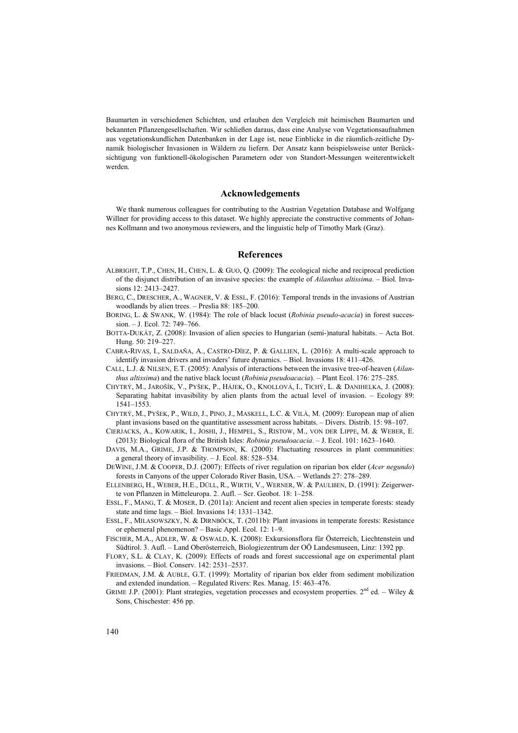Baumarten in verschiedenen Schichten, und erlauben den Vergleich mit heimischen Baumarten und bekannten Pflanzengesellschaften. Wir schließen daraus, dass eine Analyse von Vegetationsaufnahmen aus vegetationskundlichen Datenbanken in der Lage ist, neue Einblicke in die räumlich-zeitliche Dynamik biologischer Invasionen in Wäldern zu liefern. Der Ansatz kann beispielsweise unter Berücksichtigung von funktionell-ökologischen Parametern oder von Standort-Messungen weiterentwickelt werden.

## Acknowledgements

We thank numerous colleagues for contributing to the Austrian Vegetation Database and Wolfgang Willner for providing access to this dataset. We highly appreciate the constructive comments of Johannes Kollmann and two anonymous reviewers, and the linguistic help of Timothy Mark (Graz).

## References

Albright, T.P., Chen, H., Chen, L. & Guo, Q. (2009): The ecological niche and reciprocal prediction of the disjunct distribution of an invasive species: the example of *Ailanthus altissima*. – Biol. Invasions 12: 2413–2427.

Berg, C., Drescher, A., Wagner, V. & Essl, F. (2016): Temporal trends in the invasions of Austrian woodlands by alien trees. – Preslia 88: 185–200.

Boring, L. & Swank, W. (1984): The role of black locust (*Robinia pseudo-acacia*) in forest succession. – J. Ecol. 72: 749–766.

Botta-Dukát, Z. (2008): Invasion of alien species to Hungarian (semi-)natural habitats. – Acta Bot. Hung. 50: 219–227.

Cabra-Rivas, I., Saldaña, A., Castro-Díez, P. & Gallien, L. (2016): A multi-scale approach to identify invasion drivers and invaders' future dynamics. – Biol. Invasions 18: 411–426.

Call, L.J. & Nilsen, E.T. (2005): Analysis of interactions between the invasive tree-of-heaven (*Ailanthus altissima*) and the native black locust (*Robinia pseudoacacia*). – Plant Ecol. 176: 275–285.

Chytrý, M., Jarošík, V., Pyšek, P., Hájek, O., Knollová, I., Tichý, L. & Danihelka, J. (2008): Separating habitat invasibility by alien plants from the actual level of invasion. – Ecology 89: 1541–1553.

Chytrý, M., Pyšek, P., Wild, J., Pino, J., Maskell, L.C. & Vilà, M. (2009): European map of alien plant invasions based on the quantitative assessment across habitats. – Divers. Distrib. 15: 98–107.

Cierjacks, A., Kowarik, I., Joshi, J., Hempel, S., Ristow, M., von der Lippe, M. & Weber, E. (2013): Biological flora of the British Isles: *Robinia pseudoacacia*. – J. Ecol. 101: 1623–1640.

Davis, M.A., Grime, J.P. & Thompson, K. (2000): Fluctuating resources in plant communities: a general theory of invasibility. – J. Ecol. 88: 528–534.

DeWine, J.M. & Cooper, D.J. (2007): Effects of river regulation on riparian box elder (*Acer negundo*) forests in Canyons of the upper Colorado River Basin, USA. – Wetlands 27: 278–289.

Ellenberg, H., Weber, H.E., Düll, R., Wirth, V., Werner, W. & Paulißen, D. (1991): Zeigerwerte von Pflanzen in Mitteleuropa. 2. Aufl. – Scr. Geobot. 18: 1–258.

Essl, F., Mang, T. & Moser, D. (2011a): Ancient and recent alien species in temperate forests: steady state and time lags. – Biol. Invasions 14: 1331–1342.

Essl, F., Milasowszky, N. & Dirnböck, T. (2011b): Plant invasions in temperate forests: Resistance or ephemeral phenomenon? – Basic Appl. Ecol. 12: 1–9.

Fischer, M.A., Adler, W. & Oswald, K. (2008): Exkursionsflora für Österreich, Liechtenstein und Südtirol. 3. Aufl. – Land Oberösterreich, Biologiezentrum der OÖ Landesmuseen, Linz: 1392 pp.

Flory, S.L. & Clay, K. (2009): Effects of roads and forest successional age on experimental plant invasions. – Biol. Conserv. 142: 2531–2537.

Friedman, J.M. & Auble, G.T. (1999): Mortality of riparian box elder from sediment mobilization and extended inundation. – Regulated Rivers: Res. Manag. 15: 463–476.

Grime J.P. (2001): Plant strategies, vegetation processes and ecosystem properties. 2nd ed. – Wiley & Sons, Chischester: 456 pp.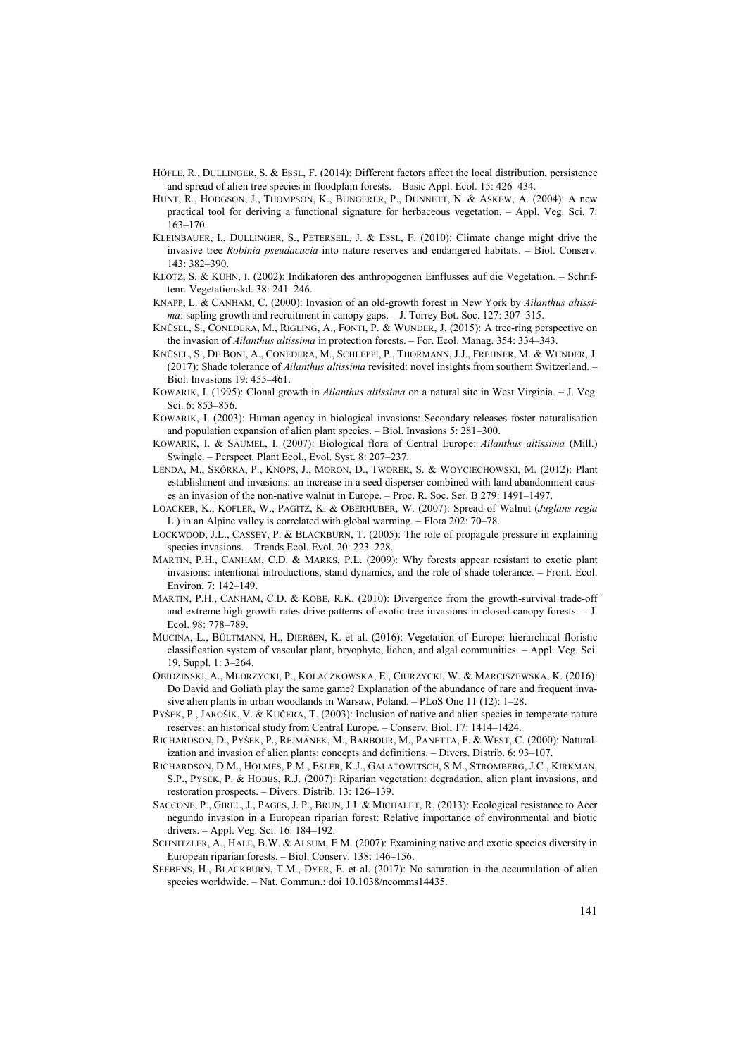HÖFLE, R., DULLINGER, S. & ESSL, F. (2014): Different factors affect the local distribution, persistence and spread of alien tree species in floodplain forests. – Basic Appl. Ecol. 15: 426–434.

HUNT, R., HODGSON, J., THOMPSON, K., BUNGERER, P., DUNNETT, N. & ASKEW, A. (2004): A new practical tool for deriving a functional signature for herbaceous vegetation. – Appl. Veg. Sci. 7: 163–170.

KLEINBAUER, I., DULLINGER, S., PETERSEIL, J. & ESSL, F. (2010): Climate change might drive the invasive tree *Robinia pseudacacia* into nature reserves and endangered habitats. – Biol. Conserv. 143: 382–390.

KLOTZ, S. & KÜHN, I. (2002): Indikatoren des anthropogenen Einflusses auf die Vegetation. – Schriftenr. Vegetationskd. 38: 241–246.

KNAPP, L. & CANHAM, C. (2000): Invasion of an old-growth forest in New York by *Ailanthus altissima*: sapling growth and recruitment in canopy gaps. – J. Torrey Bot. Soc. 127: 307–315.

KNÜSEL, S., CONEDERA, M., RIGLING, A., FONTI, P. & WUNDER, J. (2015): A tree-ring perspective on the invasion of *Ailanthus altissima* in protection forests. – For. Ecol. Manag. 354: 334–343.

KNÜSEL, S., DE BONI, A., CONEDERA, M., SCHLEPPI, P., THORMANN, J.J., FREHNER, M. & WUNDER, J. (2017): Shade tolerance of *Ailanthus altissima* revisited: novel insights from southern Switzerland. – Biol. Invasions 19: 455–461.

KOWARIK, I. (1995): Clonal growth in *Ailanthus altissima* on a natural site in West Virginia. – J. Veg. Sci. 6: 853–856.

KOWARIK, I. (2003): Human agency in biological invasions: Secondary releases foster naturalisation and population expansion of alien plant species. – Biol. Invasions 5: 281–300.

KOWARIK, I. & SÄUMEL, I. (2007): Biological flora of Central Europe: *Ailanthus altissima* (Mill.) Swingle. – Perspect. Plant Ecol., Evol. Syst. 8: 207–237.

LENDA, M., SKÓRKA, P., KNOPS, J., MORON, D., TWOREK, S. & WOYCIECHOWSKI, M. (2012): Plant establishment and invasions: an increase in a seed disperser combined with land abandonment causes an invasion of the non-native walnut in Europe. – Proc. R. Soc. Ser. B 279: 1491–1497.

LOACKER, K., KOFLER, W., PAGITZ, K. & OBERHUBER, W. (2007): Spread of Walnut (*Juglans regia* L.) in an Alpine valley is correlated with global warming. – Flora 202: 70–78.

LOCKWOOD, J.L., CASSEY, P. & BLACKBURN, T. (2005): The role of propagule pressure in explaining species invasions. – Trends Ecol. Evol. 20: 223–228.

MARTIN, P.H., CANHAM, C.D. & MARKS, P.L. (2009): Why forests appear resistant to exotic plant invasions: intentional introductions, stand dynamics, and the role of shade tolerance. – Front. Ecol. Environ. 7: 142–149.

MARTIN, P.H., CANHAM, C.D. & KOBE, R.K. (2010): Divergence from the growth-survival trade-off and extreme high growth rates drive patterns of exotic tree invasions in closed-canopy forests. – J. Ecol. 98: 778–789.

MUCINA, L., BÜLTMANN, H., DIERßEN, K. et al. (2016): Vegetation of Europe: hierarchical floristic classification system of vascular plant, bryophyte, lichen, and algal communities. – Appl. Veg. Sci. 19, Suppl. 1: 3–264.

OBIDZINSKI, A., MEDRZYCKI, P., KOLACZKOWSKA, E., CIURZYCKI, W. & MARCISZEWSKA, K. (2016): Do David and Goliath play the same game? Explanation of the abundance of rare and frequent invasive alien plants in urban woodlands in Warsaw, Poland. – PLoS One 11 (12): 1–28.

PYŠEK, P., JAROŠÍK, V. & KUČERA, T. (2003): Inclusion of native and alien species in temperate nature reserves: an historical study from Central Europe. – Conserv. Biol. 17: 1414–1424.

RICHARDSON, D., PYŠEK, P., REJMÁNEK, M., BARBOUR, M., PANETTA, F. & WEST, C. (2000): Naturalization and invasion of alien plants: concepts and definitions. – Divers. Distrib. 6: 93–107.

RICHARDSON, D.M., HOLMES, P.M., ESLER, K.J., GALATOWITSCH, S.M., STROMBERG, J.C., KIRKMAN, S.P., PYSEK, P. & HOBBS, R.J. (2007): Riparian vegetation: degradation, alien plant invasions, and restoration prospects. – Divers. Distrib. 13: 126–139.

SACCONE, P., GIREL, J., PAGES, J. P., BRUN, J.J. & MICHALET, R. (2013): Ecological resistance to Acer negundo invasion in a European riparian forest: Relative importance of environmental and biotic drivers. – Appl. Veg. Sci. 16: 184–192.

SCHNITZLER, A., HALE, B.W. & ALSUM, E.M. (2007): Examining native and exotic species diversity in European riparian forests. – Biol. Conserv. 138: 146–156.

SEEBENS, H., BLACKBURN, T.M., DYER, E. et al. (2017): No saturation in the accumulation of alien species worldwide. – Nat. Commun.: doi 10.1038/ncomms14435.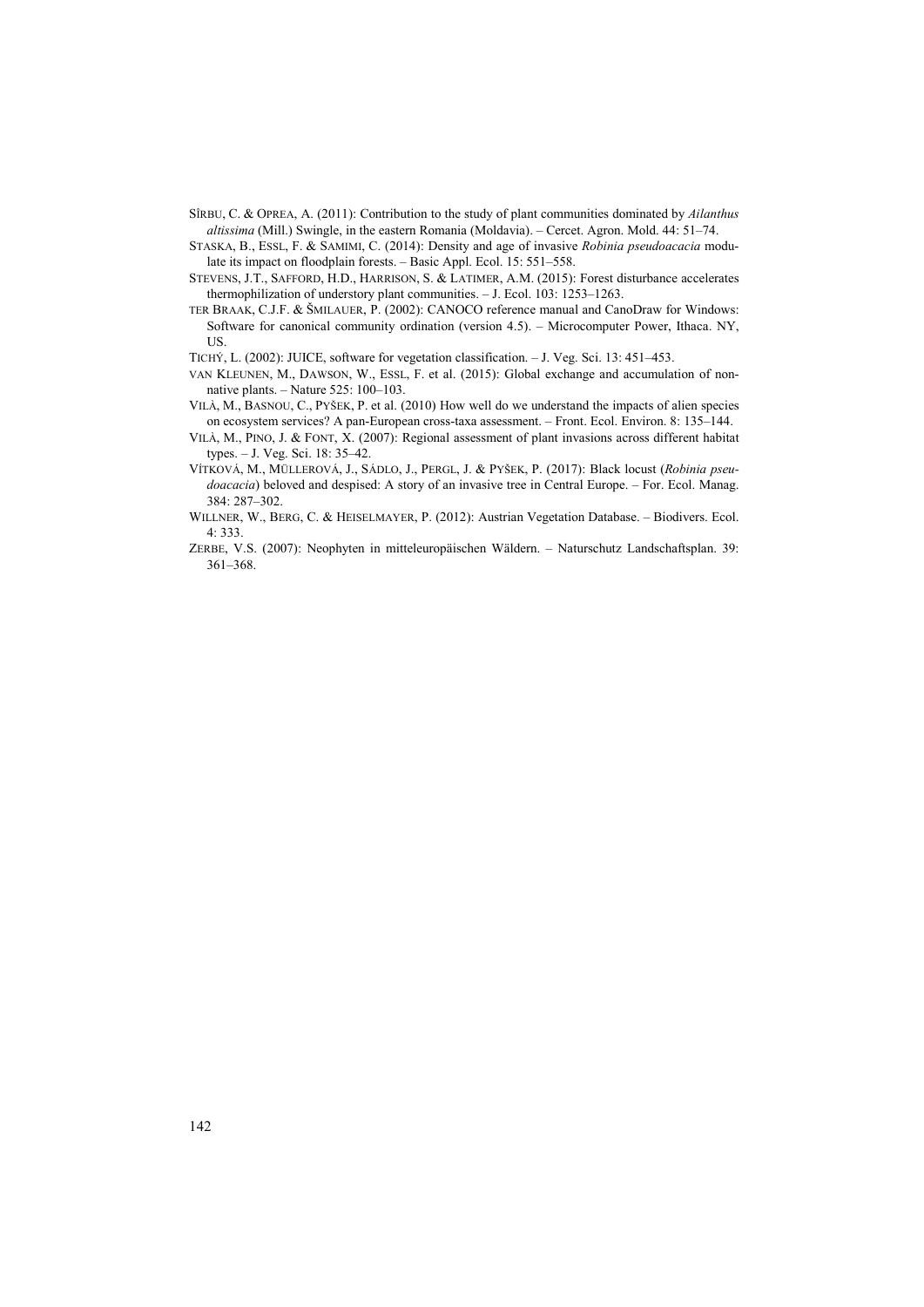SÎRBU, C. & OPREA, A. (2011): Contribution to the study of plant communities dominated by *Ailanthus altissima* (Mill.) Swingle, in the eastern Romania (Moldavia). – Cercet. Agron. Mold. 44: 51–74.

STASKA, B., ESSL, F. & SAMIMI, C. (2014): Density and age of invasive *Robinia pseudoacacia* modulate its impact on floodplain forests. – Basic Appl. Ecol. 15: 551–558.

STEVENS, J.T., SAFFORD, H.D., HARRISON, S. & LATIMER, A.M. (2015): Forest disturbance accelerates thermophilization of understory plant communities. – J. Ecol. 103: 1253–1263.

TER BRAAK, C.J.F. & ŠMILAUER, P. (2002): CANOCO reference manual and CanoDraw for Windows: Software for canonical community ordination (version 4.5). – Microcomputer Power, Ithaca. NY, US.

TICHÝ, L. (2002): JUICE, software for vegetation classification. – J. Veg. Sci. 13: 451–453.

VAN KLEUNEN, M., DAWSON, W., ESSL, F. et al. (2015): Global exchange and accumulation of non-native plants. – Nature 525: 100–103.

VILÀ, M., BASNOU, C., PYŠEK, P. et al. (2010) How well do we understand the impacts of alien species on ecosystem services? A pan-European cross-taxa assessment. – Front. Ecol. Environ. 8: 135–144.

VILÀ, M., PINO, J. & FONT, X. (2007): Regional assessment of plant invasions across different habitat types. – J. Veg. Sci. 18: 35–42.

VÍTKOVÁ, M., MÜLLEROVÁ, J., SÁDLO, J., PERGL, J. & PYŠEK, P. (2017): Black locust (*Robinia pseudoacacia*) beloved and despised: A story of an invasive tree in Central Europe. – For. Ecol. Manag. 384: 287–302.

WILLNER, W., BERG, C. & HEISELMAYER, P. (2012): Austrian Vegetation Database. – Biodivers. Ecol. 4: 333.

ZERBE, V.S. (2007): Neophyten in mitteleuropäischen Wäldern. – Naturschutz Landschaftsplan. 39: 361–368.